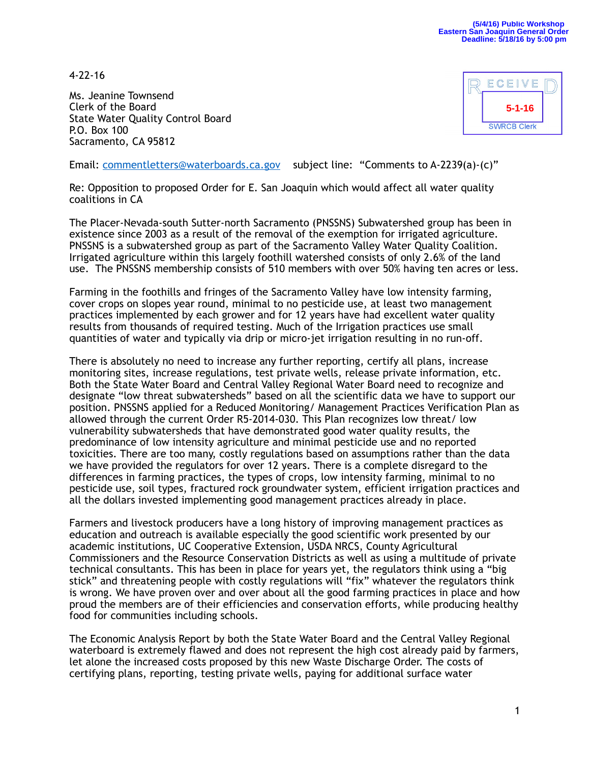(5/4/16) Public Workshop
Eastern San Joaquin General Order
Deadline: 5/18/16 by 5:00 pm

4-22-16

RECEIVED
5-1-16
SWRCB Clerk

Ms. Jeanine Townsend
Clerk of the Board
State Water Quality Control Board
P.O. Box 100
Sacramento, CA 95812

Email: commentletters@waterboards.ca.gov    subject line: "Comments to A-2239(a)-(c)"

Re: Opposition to proposed Order for E. San Joaquin which would affect all water quality coalitions in CA

The Placer-Nevada-south Sutter-north Sacramento (PNSSNS) Subwatershed group has been in existence since 2003 as a result of the removal of the exemption for irrigated agriculture. PNSSNS is a subwatershed group as part of the Sacramento Valley Water Quality Coalition. Irrigated agriculture within this largely foothill watershed consists of only 2.6% of the land use. The PNSSNS membership consists of 510 members with over 50% having ten acres or less.

Farming in the foothills and fringes of the Sacramento Valley have low intensity farming, cover crops on slopes year round, minimal to no pesticide use, at least two management practices implemented by each grower and for 12 years have had excellent water quality results from thousands of required testing. Much of the Irrigation practices use small quantities of water and typically via drip or micro-jet irrigation resulting in no run-off.

There is absolutely no need to increase any further reporting, certify all plans, increase monitoring sites, increase regulations, test private wells, release private information, etc. Both the State Water Board and Central Valley Regional Water Board need to recognize and designate "low threat subwatersheds" based on all the scientific data we have to support our position. PNSSNS applied for a Reduced Monitoring/ Management Practices Verification Plan as allowed through the current Order R5-2014-030. This Plan recognizes low threat/ low vulnerability subwatersheds that have demonstrated good water quality results, the predominance of low intensity agriculture and minimal pesticide use and no reported toxicities. There are too many, costly regulations based on assumptions rather than the data we have provided the regulators for over 12 years. There is a complete disregard to the differences in farming practices, the types of crops, low intensity farming, minimal to no pesticide use, soil types, fractured rock groundwater system, efficient irrigation practices and all the dollars invested implementing good management practices already in place.

Farmers and livestock producers have a long history of improving management practices as education and outreach is available especially the good scientific work presented by our academic institutions, UC Cooperative Extension, USDA NRCS, County Agricultural Commissioners and the Resource Conservation Districts as well as using a multitude of private technical consultants. This has been in place for years yet, the regulators think using a "big stick" and threatening people with costly regulations will "fix" whatever the regulators think is wrong. We have proven over and over about all the good farming practices in place and how proud the members are of their efficiencies and conservation efforts, while producing healthy food for communities including schools.

The Economic Analysis Report by both the State Water Board and the Central Valley Regional waterboard is extremely flawed and does not represent the high cost already paid by farmers, let alone the increased costs proposed by this new Waste Discharge Order. The costs of certifying plans, reporting, testing private wells, paying for additional surface water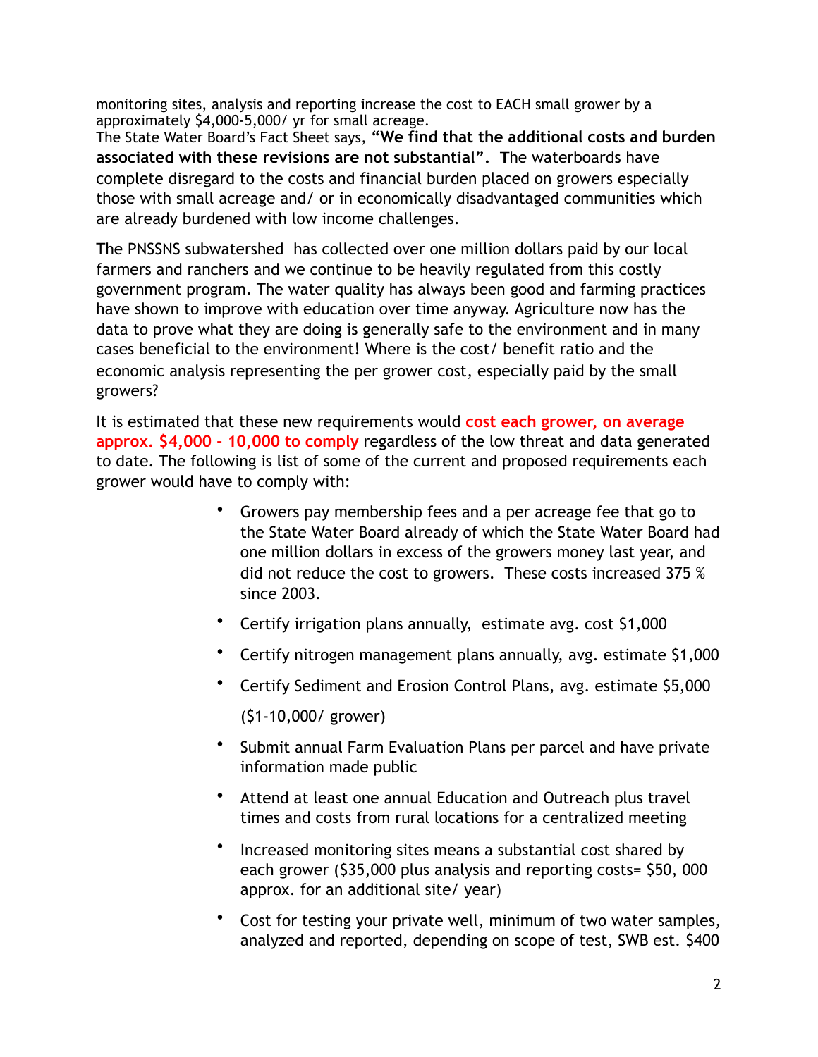monitoring sites, analysis and reporting increase the cost to EACH small grower by a approximately $4,000-5,000/ yr for small acreage.

The State Water Board's Fact Sheet says, **"We find that the additional costs and burden associated with these revisions are not substantial".** The waterboards have complete disregard to the costs and financial burden placed on growers especially those with small acreage and/ or in economically disadvantaged communities which are already burdened with low income challenges.

The PNSSNS subwatershed has collected over one million dollars paid by our local farmers and ranchers and we continue to be heavily regulated from this costly government program. The water quality has always been good and farming practices have shown to improve with education over time anyway. Agriculture now has the data to prove what they are doing is generally safe to the environment and in many cases beneficial to the environment! Where is the cost/ benefit ratio and the economic analysis representing the per grower cost, especially paid by the small growers?

It is estimated that these new requirements would **cost each grower, on average approx. $4,000 - 10,000 to comply** regardless of the low threat and data generated to date. The following is list of some of the current and proposed requirements each grower would have to comply with:

- Growers pay membership fees and a per acreage fee that go to the State Water Board already of which the State Water Board had one million dollars in excess of the growers money last year, and did not reduce the cost to growers. These costs increased 375 % since 2003.
- Certify irrigation plans annually, estimate avg. cost $1,000
- Certify nitrogen management plans annually, avg. estimate $1,000
- Certify Sediment and Erosion Control Plans, avg. estimate $5,000 ($1-10,000/ grower)
- Submit annual Farm Evaluation Plans per parcel and have private information made public
- Attend at least one annual Education and Outreach plus travel times and costs from rural locations for a centralized meeting
- Increased monitoring sites means a substantial cost shared by each grower ($35,000 plus analysis and reporting costs= $50, 000 approx. for an additional site/ year)
- Cost for testing your private well, minimum of two water samples, analyzed and reported, depending on scope of test, SWB est. $400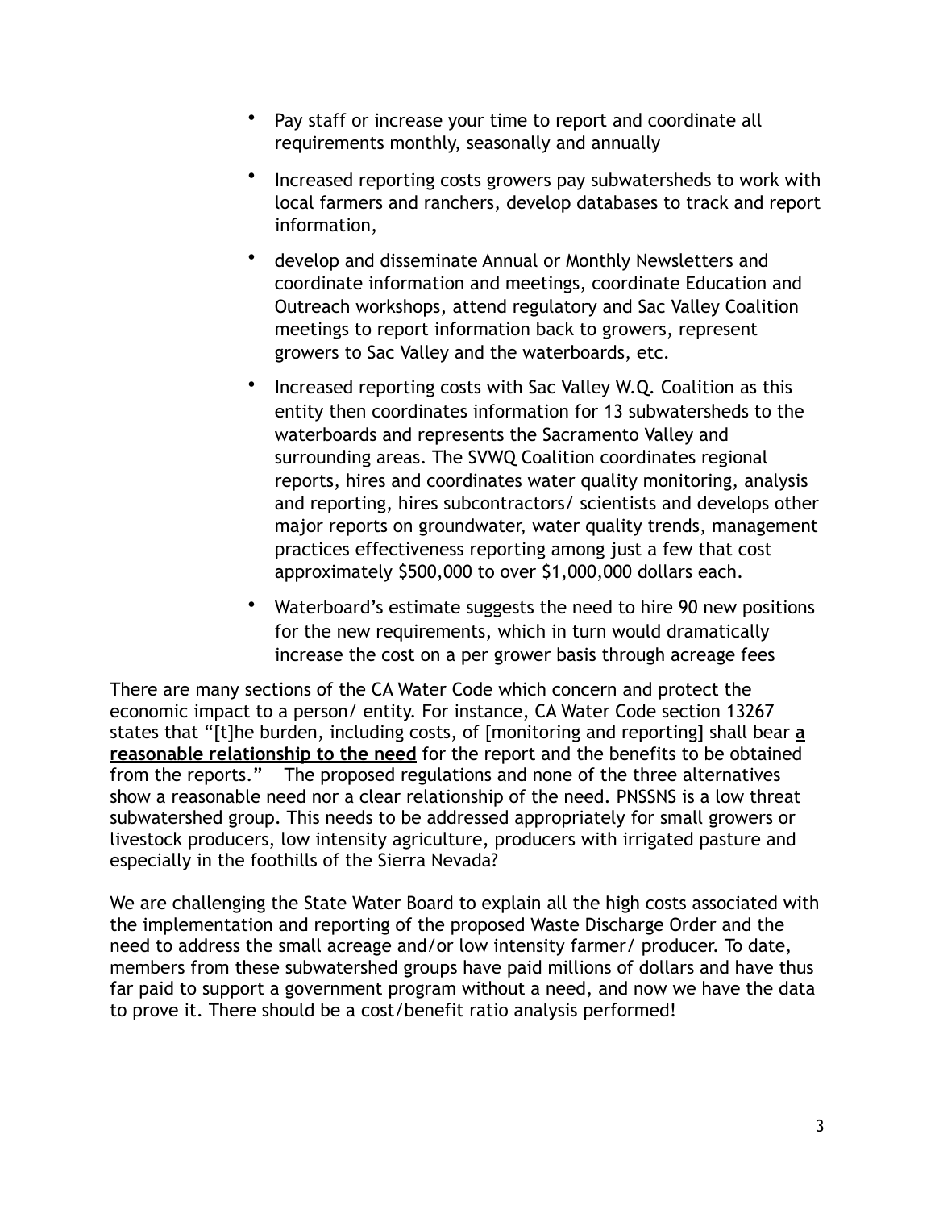- Pay staff or increase your time to report and coordinate all requirements monthly, seasonally and annually
- Increased reporting costs growers pay subwatersheds to work with local farmers and ranchers, develop databases to track and report information,
- develop and disseminate Annual or Monthly Newsletters and coordinate information and meetings, coordinate Education and Outreach workshops, attend regulatory and Sac Valley Coalition meetings to report information back to growers, represent growers to Sac Valley and the waterboards, etc.
- Increased reporting costs with Sac Valley W.Q. Coalition as this entity then coordinates information for 13 subwatersheds to the waterboards and represents the Sacramento Valley and surrounding areas. The SVWQ Coalition coordinates regional reports, hires and coordinates water quality monitoring, analysis and reporting, hires subcontractors/ scientists and develops other major reports on groundwater, water quality trends, management practices effectiveness reporting among just a few that cost approximately $500,000 to over $1,000,000 dollars each.
- Waterboard's estimate suggests the need to hire 90 new positions for the new requirements, which in turn would dramatically increase the cost on a per grower basis through acreage fees

There are many sections of the CA Water Code which concern and protect the economic impact to a person/ entity. For instance, CA Water Code section 13267 states that "[t]he burden, including costs, of [monitoring and reporting] shall bear **a reasonable relationship to the need** for the report and the benefits to be obtained from the reports."   The proposed regulations and none of the three alternatives show a reasonable need nor a clear relationship of the need. PNSSNS is a low threat subwatershed group. This needs to be addressed appropriately for small growers or livestock producers, low intensity agriculture, producers with irrigated pasture and especially in the foothills of the Sierra Nevada?

We are challenging the State Water Board to explain all the high costs associated with the implementation and reporting of the proposed Waste Discharge Order and the need to address the small acreage and/or low intensity farmer/ producer. To date, members from these subwatershed groups have paid millions of dollars and have thus far paid to support a government program without a need, and now we have the data to prove it. There should be a cost/benefit ratio analysis performed!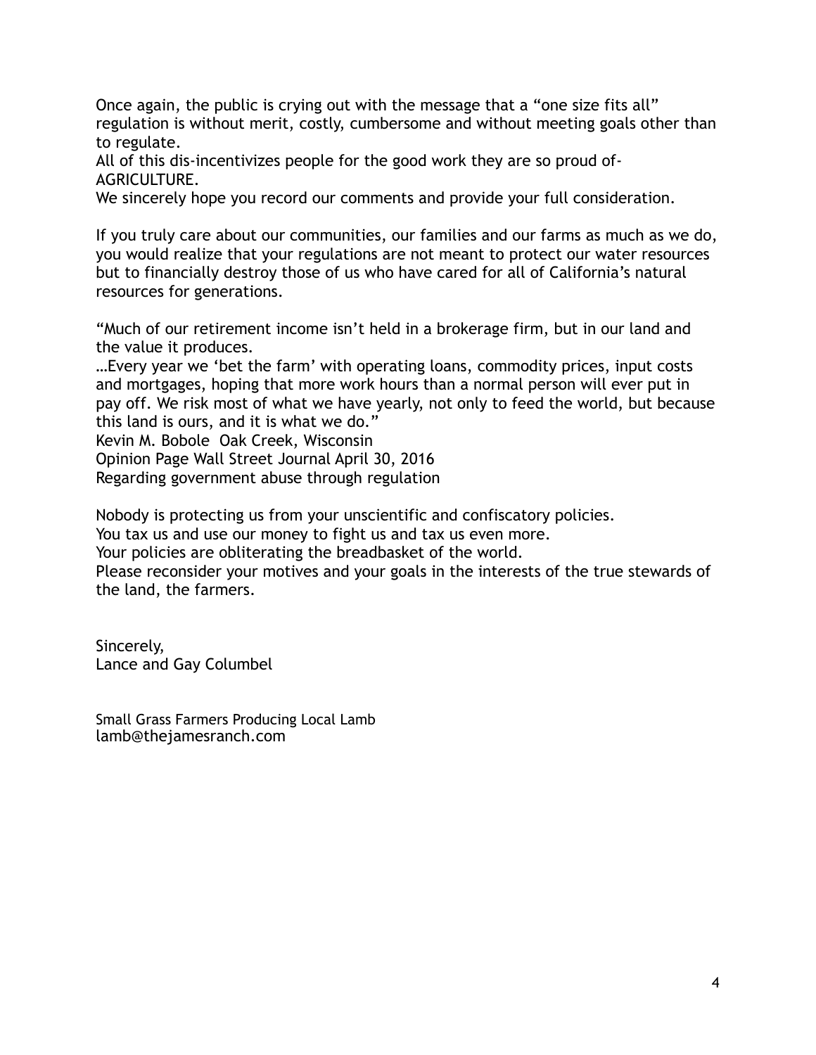Once again, the public is crying out with the message that a "one size fits all" regulation is without merit, costly, cumbersome and without meeting goals other than to regulate.
All of this dis-incentivizes people for the good work they are so proud of- AGRICULTURE.
We sincerely hope you record our comments and provide your full consideration.

If you truly care about our communities, our families and our farms as much as we do, you would realize that your regulations are not meant to protect our water resources but to financially destroy those of us who have cared for all of California's natural resources for generations.

"Much of our retirement income isn't held in a brokerage firm, but in our land and the value it produces.
…Every year we 'bet the farm' with operating loans, commodity prices, input costs and mortgages, hoping that more work hours than a normal person will ever put in pay off. We risk most of what we have yearly, not only to feed the world, but because this land is ours, and it is what we do."
Kevin M. Bobole Oak Creek, Wisconsin
Opinion Page Wall Street Journal April 30, 2016
Regarding government abuse through regulation

Nobody is protecting us from your unscientific and confiscatory policies.
You tax us and use our money to fight us and tax us even more.
Your policies are obliterating the breadbasket of the world.
Please reconsider your motives and your goals in the interests of the true stewards of the land, the farmers.

Sincerely,
Lance and Gay Columbel

Small Grass Farmers Producing Local Lamb
lamb@thejamesranch.com